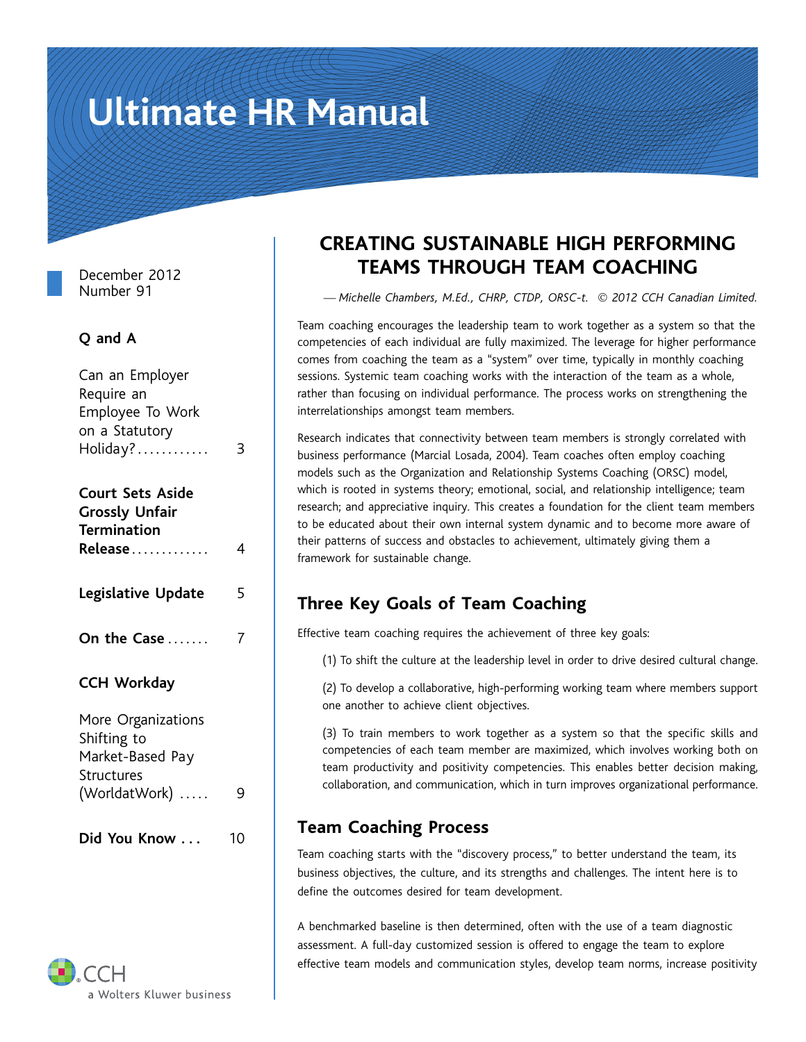# Ultimate HR Manual

December 2012
Number 91

**Q and A**

Can an Employer Require an Employee To Work on a Statutory Holiday? ............ 3

**Court Sets Aside Grossly Unfair Termination Release** ............ 4

**Legislative Update** 5

**On the Case** ....... 7

**CCH Workday**

More Organizations Shifting to Market-Based Pay Structures (WorldatWork) ..... 9

**Did You Know . . .** 10

CCH a Wolters Kluwer business

## CREATING SUSTAINABLE HIGH PERFORMING TEAMS THROUGH TEAM COACHING

*— Michelle Chambers, M.Ed., CHRP, CTDP, ORSC-t. © 2012 CCH Canadian Limited.*

Team coaching encourages the leadership team to work together as a system so that the competencies of each individual are fully maximized. The leverage for higher performance comes from coaching the team as a "system" over time, typically in monthly coaching sessions. Systemic team coaching works with the interaction of the team as a whole, rather than focusing on individual performance. The process works on strengthening the interrelationships amongst team members.

Research indicates that connectivity between team members is strongly correlated with business performance (Marcial Losada, 2004). Team coaches often employ coaching models such as the Organization and Relationship Systems Coaching (ORSC) model, which is rooted in systems theory; emotional, social, and relationship intelligence; team research; and appreciative inquiry. This creates a foundation for the client team members to be educated about their own internal system dynamic and to become more aware of their patterns of success and obstacles to achievement, ultimately giving them a framework for sustainable change.

### Three Key Goals of Team Coaching

Effective team coaching requires the achievement of three key goals:

(1) To shift the culture at the leadership level in order to drive desired cultural change.

(2) To develop a collaborative, high-performing working team where members support one another to achieve client objectives.

(3) To train members to work together as a system so that the specific skills and competencies of each team member are maximized, which involves working both on team productivity and positivity competencies. This enables better decision making, collaboration, and communication, which in turn improves organizational performance.

### Team Coaching Process

Team coaching starts with the "discovery process," to better understand the team, its business objectives, the culture, and its strengths and challenges. The intent here is to define the outcomes desired for team development.

A benchmarked baseline is then determined, often with the use of a team diagnostic assessment. A full-day customized session is offered to engage the team to explore effective team models and communication styles, develop team norms, increase positivity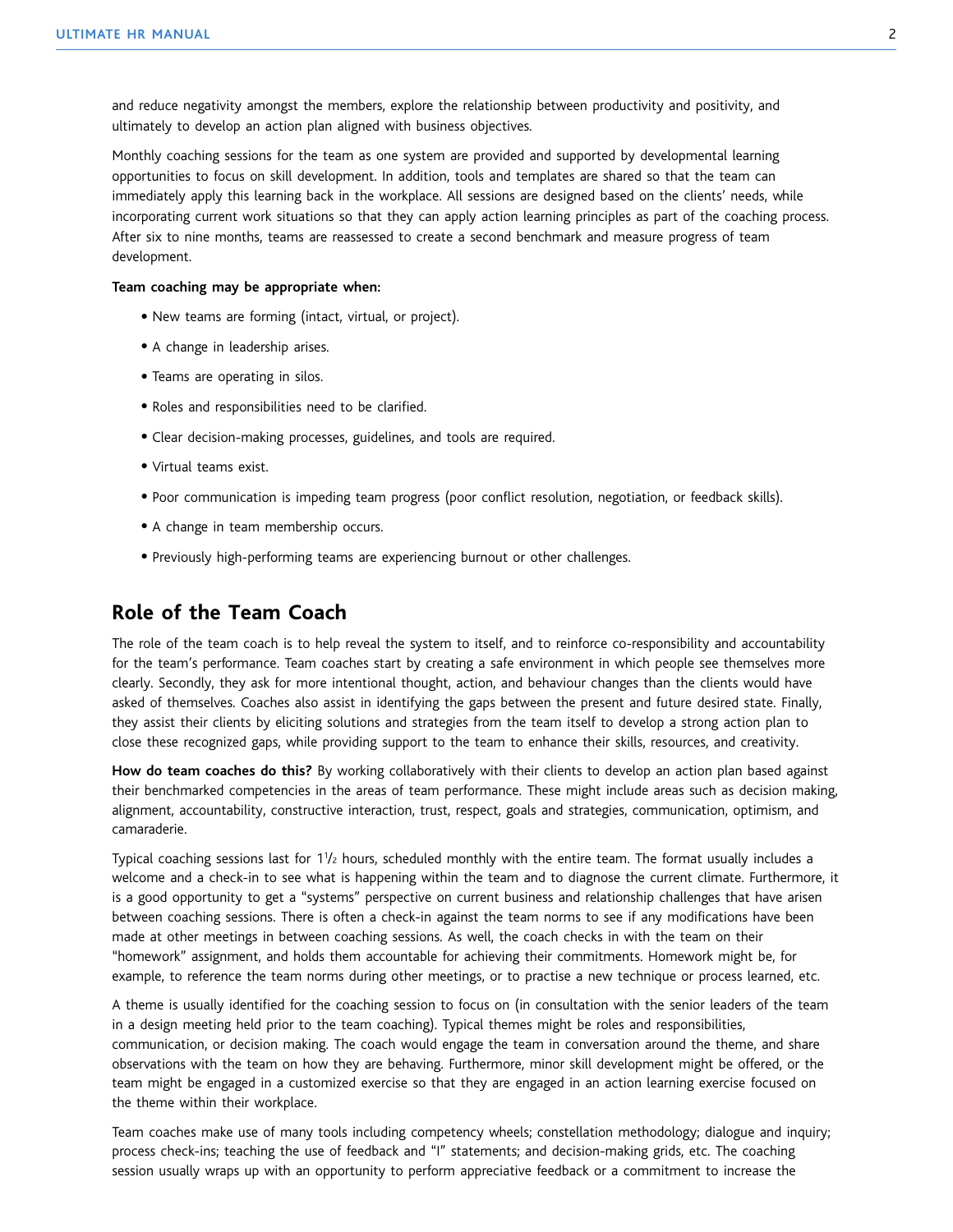and reduce negativity amongst the members, explore the relationship between productivity and positivity, and ultimately to develop an action plan aligned with business objectives.

Monthly coaching sessions for the team as one system are provided and supported by developmental learning opportunities to focus on skill development. In addition, tools and templates are shared so that the team can immediately apply this learning back in the workplace. All sessions are designed based on the clients' needs, while incorporating current work situations so that they can apply action learning principles as part of the coaching process. After six to nine months, teams are reassessed to create a second benchmark and measure progress of team development.

**Team coaching may be appropriate when:**

- New teams are forming (intact, virtual, or project).
- A change in leadership arises.
- Teams are operating in silos.
- Roles and responsibilities need to be clarified.
- Clear decision-making processes, guidelines, and tools are required.
- Virtual teams exist.
- Poor communication is impeding team progress (poor conflict resolution, negotiation, or feedback skills).
- A change in team membership occurs.
- Previously high-performing teams are experiencing burnout or other challenges.

## Role of the Team Coach

The role of the team coach is to help reveal the system to itself, and to reinforce co-responsibility and accountability for the team's performance. Team coaches start by creating a safe environment in which people see themselves more clearly. Secondly, they ask for more intentional thought, action, and behaviour changes than the clients would have asked of themselves. Coaches also assist in identifying the gaps between the present and future desired state. Finally, they assist their clients by eliciting solutions and strategies from the team itself to develop a strong action plan to close these recognized gaps, while providing support to the team to enhance their skills, resources, and creativity.

**How do team coaches do this?** By working collaboratively with their clients to develop an action plan based against their benchmarked competencies in the areas of team performance. These might include areas such as decision making, alignment, accountability, constructive interaction, trust, respect, goals and strategies, communication, optimism, and camaraderie.

Typical coaching sessions last for 1½ hours, scheduled monthly with the entire team. The format usually includes a welcome and a check-in to see what is happening within the team and to diagnose the current climate. Furthermore, it is a good opportunity to get a "systems" perspective on current business and relationship challenges that have arisen between coaching sessions. There is often a check-in against the team norms to see if any modifications have been made at other meetings in between coaching sessions. As well, the coach checks in with the team on their "homework" assignment, and holds them accountable for achieving their commitments. Homework might be, for example, to reference the team norms during other meetings, or to practise a new technique or process learned, etc.

A theme is usually identified for the coaching session to focus on (in consultation with the senior leaders of the team in a design meeting held prior to the team coaching). Typical themes might be roles and responsibilities, communication, or decision making. The coach would engage the team in conversation around the theme, and share observations with the team on how they are behaving. Furthermore, minor skill development might be offered, or the team might be engaged in a customized exercise so that they are engaged in an action learning exercise focused on the theme within their workplace.

Team coaches make use of many tools including competency wheels; constellation methodology; dialogue and inquiry; process check-ins; teaching the use of feedback and "I" statements; and decision-making grids, etc. The coaching session usually wraps up with an opportunity to perform appreciative feedback or a commitment to increase the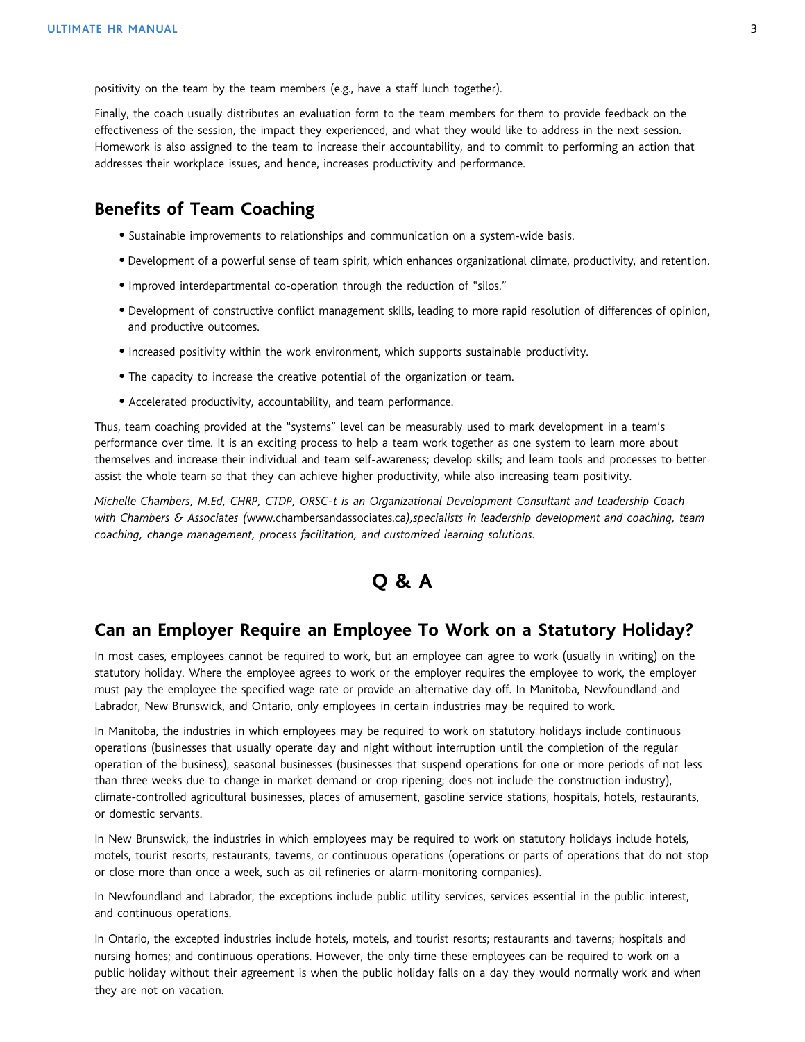positivity on the team by the team members (e.g., have a staff lunch together).

Finally, the coach usually distributes an evaluation form to the team members for them to provide feedback on the effectiveness of the session, the impact they experienced, and what they would like to address in the next session. Homework is also assigned to the team to increase their accountability, and to commit to performing an action that addresses their workplace issues, and hence, increases productivity and performance.

## Benefits of Team Coaching

- Sustainable improvements to relationships and communication on a system-wide basis.
- Development of a powerful sense of team spirit, which enhances organizational climate, productivity, and retention.
- Improved interdepartmental co-operation through the reduction of "silos."
- Development of constructive conflict management skills, leading to more rapid resolution of differences of opinion, and productive outcomes.
- Increased positivity within the work environment, which supports sustainable productivity.
- The capacity to increase the creative potential of the organization or team.
- Accelerated productivity, accountability, and team performance.

Thus, team coaching provided at the "systems" level can be measurably used to mark development in a team's performance over time. It is an exciting process to help a team work together as one system to learn more about themselves and increase their individual and team self-awareness; develop skills; and learn tools and processes to better assist the whole team so that they can achieve higher productivity, while also increasing team positivity.

*Michelle Chambers, M.Ed, CHRP, CTDP, ORSC-t is an Organizational Development Consultant and Leadership Coach with Chambers & Associates (*www.chambersandassociates.ca*),specialists in leadership development and coaching, team coaching, change management, process facilitation, and customized learning solutions.*

# Q & A

## Can an Employer Require an Employee To Work on a Statutory Holiday?

In most cases, employees cannot be required to work, but an employee can agree to work (usually in writing) on the statutory holiday. Where the employee agrees to work or the employer requires the employee to work, the employer must pay the employee the specified wage rate or provide an alternative day off. In Manitoba, Newfoundland and Labrador, New Brunswick, and Ontario, only employees in certain industries may be required to work.

In Manitoba, the industries in which employees may be required to work on statutory holidays include continuous operations (businesses that usually operate day and night without interruption until the completion of the regular operation of the business), seasonal businesses (businesses that suspend operations for one or more periods of not less than three weeks due to change in market demand or crop ripening; does not include the construction industry), climate-controlled agricultural businesses, places of amusement, gasoline service stations, hospitals, hotels, restaurants, or domestic servants.

In New Brunswick, the industries in which employees may be required to work on statutory holidays include hotels, motels, tourist resorts, restaurants, taverns, or continuous operations (operations or parts of operations that do not stop or close more than once a week, such as oil refineries or alarm-monitoring companies).

In Newfoundland and Labrador, the exceptions include public utility services, services essential in the public interest, and continuous operations.

In Ontario, the excepted industries include hotels, motels, and tourist resorts; restaurants and taverns; hospitals and nursing homes; and continuous operations. However, the only time these employees can be required to work on a public holiday without their agreement is when the public holiday falls on a day they would normally work and when they are not on vacation.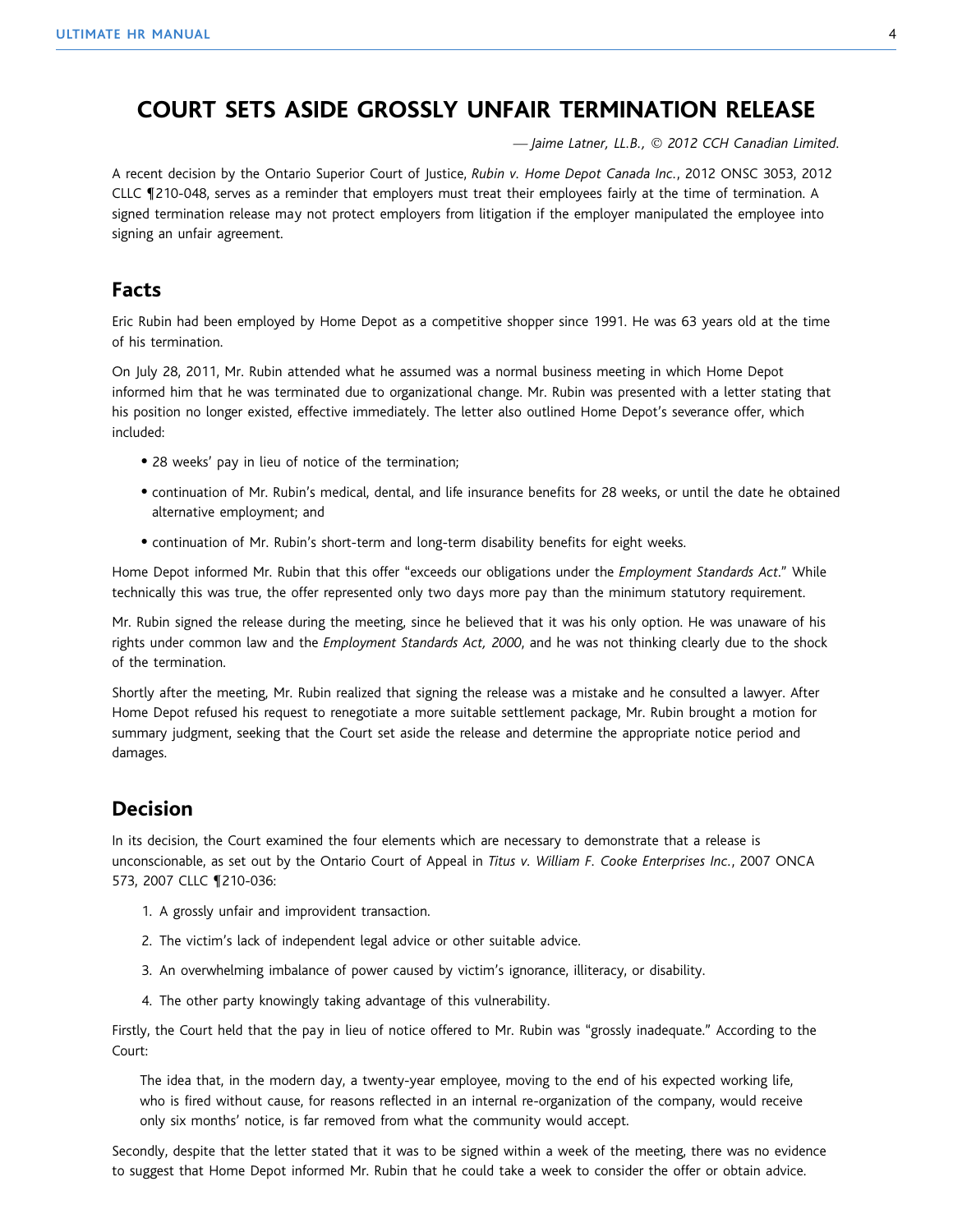# COURT SETS ASIDE GROSSLY UNFAIR TERMINATION RELEASE

*— Jaime Latner, LL.B., © 2012 CCH Canadian Limited.*

A recent decision by the Ontario Superior Court of Justice, *Rubin v. Home Depot Canada Inc.*, 2012 ONSC 3053, 2012 CLLC ¶210-048, serves as a reminder that employers must treat their employees fairly at the time of termination. A signed termination release may not protect employers from litigation if the employer manipulated the employee into signing an unfair agreement.

## Facts

Eric Rubin had been employed by Home Depot as a competitive shopper since 1991. He was 63 years old at the time of his termination.

On July 28, 2011, Mr. Rubin attended what he assumed was a normal business meeting in which Home Depot informed him that he was terminated due to organizational change. Mr. Rubin was presented with a letter stating that his position no longer existed, effective immediately. The letter also outlined Home Depot's severance offer, which included:

- 28 weeks' pay in lieu of notice of the termination;
- continuation of Mr. Rubin's medical, dental, and life insurance benefits for 28 weeks, or until the date he obtained alternative employment; and
- continuation of Mr. Rubin's short-term and long-term disability benefits for eight weeks.

Home Depot informed Mr. Rubin that this offer "exceeds our obligations under the *Employment Standards Act*." While technically this was true, the offer represented only two days more pay than the minimum statutory requirement.

Mr. Rubin signed the release during the meeting, since he believed that it was his only option. He was unaware of his rights under common law and the *Employment Standards Act, 2000*, and he was not thinking clearly due to the shock of the termination.

Shortly after the meeting, Mr. Rubin realized that signing the release was a mistake and he consulted a lawyer. After Home Depot refused his request to renegotiate a more suitable settlement package, Mr. Rubin brought a motion for summary judgment, seeking that the Court set aside the release and determine the appropriate notice period and damages.

## Decision

In its decision, the Court examined the four elements which are necessary to demonstrate that a release is unconscionable, as set out by the Ontario Court of Appeal in *Titus v. William F. Cooke Enterprises Inc.*, 2007 ONCA 573, 2007 CLLC ¶210-036:

1. A grossly unfair and improvident transaction.
2. The victim's lack of independent legal advice or other suitable advice.
3. An overwhelming imbalance of power caused by victim's ignorance, illiteracy, or disability.
4. The other party knowingly taking advantage of this vulnerability.

Firstly, the Court held that the pay in lieu of notice offered to Mr. Rubin was "grossly inadequate." According to the Court:

> The idea that, in the modern day, a twenty-year employee, moving to the end of his expected working life, who is fired without cause, for reasons reflected in an internal re-organization of the company, would receive only six months' notice, is far removed from what the community would accept.

Secondly, despite that the letter stated that it was to be signed within a week of the meeting, there was no evidence to suggest that Home Depot informed Mr. Rubin that he could take a week to consider the offer or obtain advice.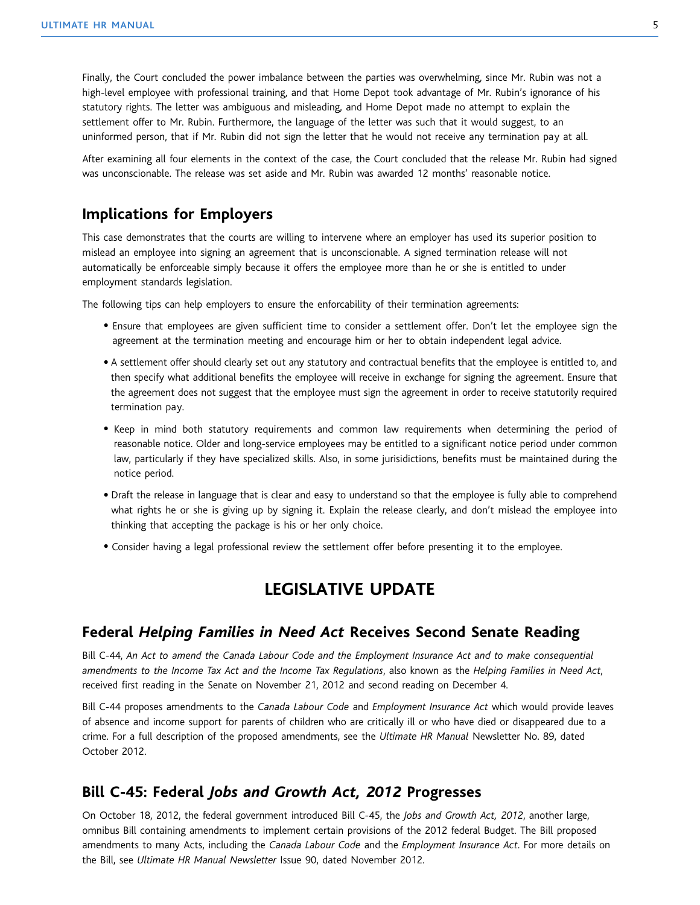Finally, the Court concluded the power imbalance between the parties was overwhelming, since Mr. Rubin was not a high-level employee with professional training, and that Home Depot took advantage of Mr. Rubin's ignorance of his statutory rights. The letter was ambiguous and misleading, and Home Depot made no attempt to explain the settlement offer to Mr. Rubin. Furthermore, the language of the letter was such that it would suggest, to an uninformed person, that if Mr. Rubin did not sign the letter that he would not receive any termination pay at all.

After examining all four elements in the context of the case, the Court concluded that the release Mr. Rubin had signed was unconscionable. The release was set aside and Mr. Rubin was awarded 12 months' reasonable notice.

## Implications for Employers

This case demonstrates that the courts are willing to intervene where an employer has used its superior position to mislead an employee into signing an agreement that is unconscionable. A signed termination release will not automatically be enforceable simply because it offers the employee more than he or she is entitled to under employment standards legislation.

The following tips can help employers to ensure the enforcability of their termination agreements:

- Ensure that employees are given sufficient time to consider a settlement offer. Don't let the employee sign the agreement at the termination meeting and encourage him or her to obtain independent legal advice.
- A settlement offer should clearly set out any statutory and contractual benefits that the employee is entitled to, and then specify what additional benefits the employee will receive in exchange for signing the agreement. Ensure that the agreement does not suggest that the employee must sign the agreement in order to receive statutorily required termination pay.
- Keep in mind both statutory requirements and common law requirements when determining the period of reasonable notice. Older and long-service employees may be entitled to a significant notice period under common law, particularly if they have specialized skills. Also, in some jurisdictions, benefits must be maintained during the notice period.
- Draft the release in language that is clear and easy to understand so that the employee is fully able to comprehend what rights he or she is giving up by signing it. Explain the release clearly, and don't mislead the employee into thinking that accepting the package is his or her only choice.
- Consider having a legal professional review the settlement offer before presenting it to the employee.

# LEGISLATIVE UPDATE

## Federal *Helping Families in Need Act* Receives Second Senate Reading

Bill C-44, *An Act to amend the Canada Labour Code and the Employment Insurance Act and to make consequential amendments to the Income Tax Act and the Income Tax Regulations*, also known as the *Helping Families in Need Act*, received first reading in the Senate on November 21, 2012 and second reading on December 4.

Bill C-44 proposes amendments to the *Canada Labour Code* and *Employment Insurance Act* which would provide leaves of absence and income support for parents of children who are critically ill or who have died or disappeared due to a crime. For a full description of the proposed amendments, see the *Ultimate HR Manual* Newsletter No. 89, dated October 2012.

## Bill C-45: Federal *Jobs and Growth Act, 2012* Progresses

On October 18, 2012, the federal government introduced Bill C-45, the *Jobs and Growth Act, 2012*, another large, omnibus Bill containing amendments to implement certain provisions of the 2012 federal Budget. The Bill proposed amendments to many Acts, including the *Canada Labour Code* and the *Employment Insurance Act*. For more details on the Bill, see *Ultimate HR Manual Newsletter* Issue 90, dated November 2012.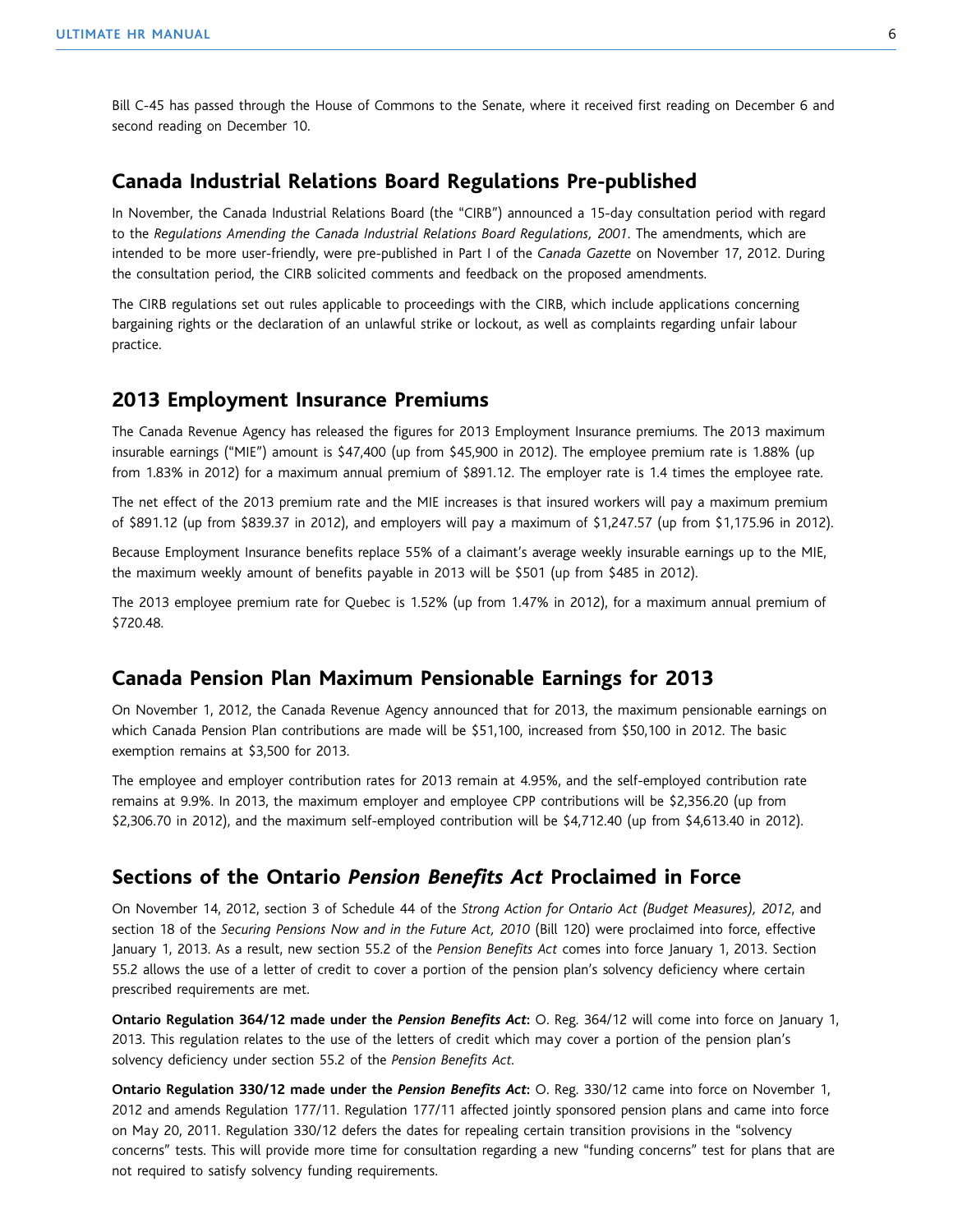Bill C-45 has passed through the House of Commons to the Senate, where it received first reading on December 6 and second reading on December 10.

## Canada Industrial Relations Board Regulations Pre-published

In November, the Canada Industrial Relations Board (the "CIRB") announced a 15-day consultation period with regard to the *Regulations Amending the Canada Industrial Relations Board Regulations, 2001*. The amendments, which are intended to be more user-friendly, were pre-published in Part I of the *Canada Gazette* on November 17, 2012. During the consultation period, the CIRB solicited comments and feedback on the proposed amendments.

The CIRB regulations set out rules applicable to proceedings with the CIRB, which include applications concerning bargaining rights or the declaration of an unlawful strike or lockout, as well as complaints regarding unfair labour practice.

## 2013 Employment Insurance Premiums

The Canada Revenue Agency has released the figures for 2013 Employment Insurance premiums. The 2013 maximum insurable earnings ("MIE") amount is $47,400 (up from $45,900 in 2012). The employee premium rate is 1.88% (up from 1.83% in 2012) for a maximum annual premium of $891.12. The employer rate is 1.4 times the employee rate.

The net effect of the 2013 premium rate and the MIE increases is that insured workers will pay a maximum premium of $891.12 (up from $839.37 in 2012), and employers will pay a maximum of $1,247.57 (up from $1,175.96 in 2012).

Because Employment Insurance benefits replace 55% of a claimant's average weekly insurable earnings up to the MIE, the maximum weekly amount of benefits payable in 2013 will be $501 (up from $485 in 2012).

The 2013 employee premium rate for Quebec is 1.52% (up from 1.47% in 2012), for a maximum annual premium of $720.48.

## Canada Pension Plan Maximum Pensionable Earnings for 2013

On November 1, 2012, the Canada Revenue Agency announced that for 2013, the maximum pensionable earnings on which Canada Pension Plan contributions are made will be $51,100, increased from $50,100 in 2012. The basic exemption remains at $3,500 for 2013.

The employee and employer contribution rates for 2013 remain at 4.95%, and the self-employed contribution rate remains at 9.9%. In 2013, the maximum employer and employee CPP contributions will be $2,356.20 (up from $2,306.70 in 2012), and the maximum self-employed contribution will be $4,712.40 (up from $4,613.40 in 2012).

## Sections of the Ontario *Pension Benefits Act* Proclaimed in Force

On November 14, 2012, section 3 of Schedule 44 of the *Strong Action for Ontario Act (Budget Measures), 2012*, and section 18 of the *Securing Pensions Now and in the Future Act, 2010* (Bill 120) were proclaimed into force, effective January 1, 2013. As a result, new section 55.2 of the *Pension Benefits Act* comes into force January 1, 2013. Section 55.2 allows the use of a letter of credit to cover a portion of the pension plan's solvency deficiency where certain prescribed requirements are met.

**Ontario Regulation 364/12 made under the *Pension Benefits Act*:** O. Reg. 364/12 will come into force on January 1, 2013. This regulation relates to the use of the letters of credit which may cover a portion of the pension plan's solvency deficiency under section 55.2 of the *Pension Benefits Act*.

**Ontario Regulation 330/12 made under the *Pension Benefits Act*:** O. Reg. 330/12 came into force on November 1, 2012 and amends Regulation 177/11. Regulation 177/11 affected jointly sponsored pension plans and came into force on May 20, 2011. Regulation 330/12 defers the dates for repealing certain transition provisions in the "solvency concerns" tests. This will provide more time for consultation regarding a new "funding concerns" test for plans that are not required to satisfy solvency funding requirements.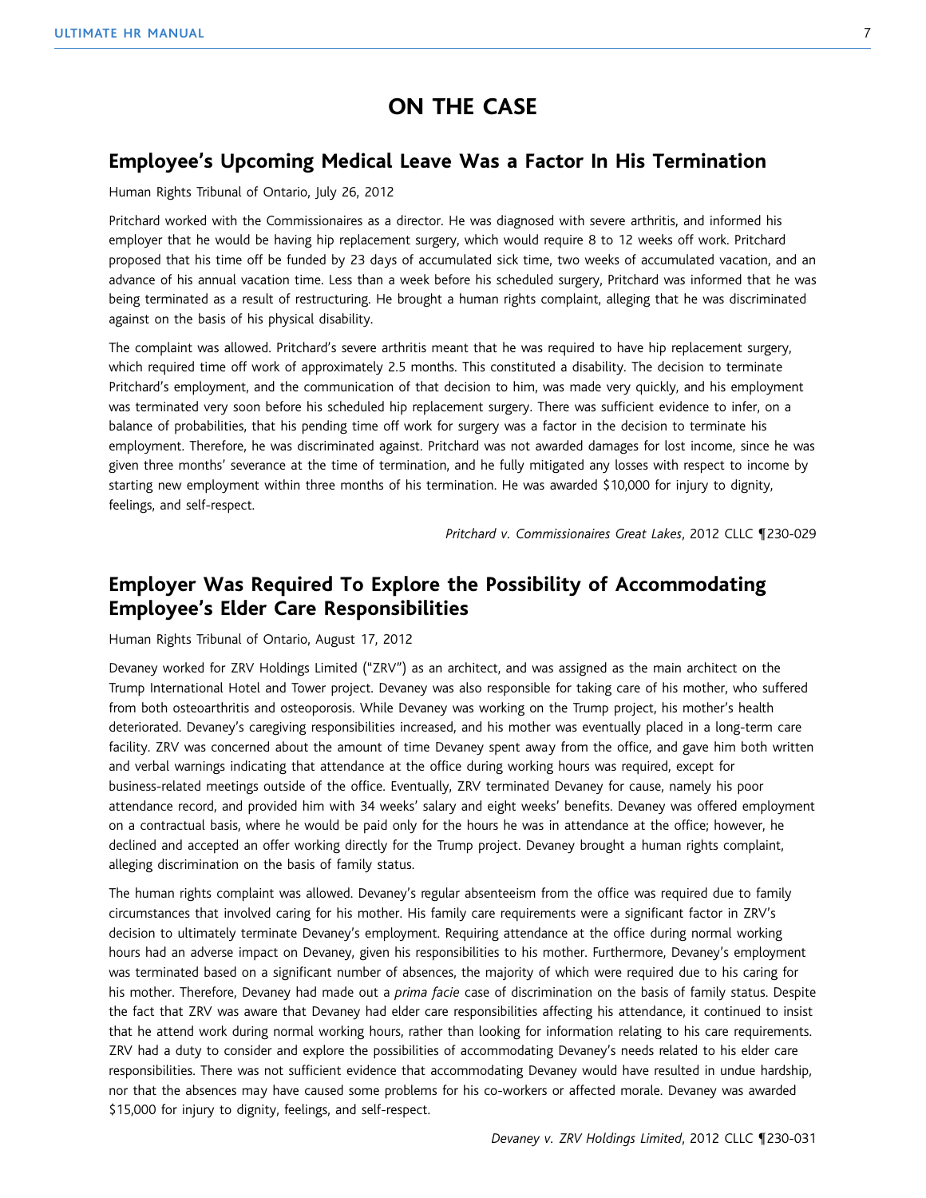# ON THE CASE

## Employee's Upcoming Medical Leave Was a Factor In His Termination

Human Rights Tribunal of Ontario, July 26, 2012

Pritchard worked with the Commissionaires as a director. He was diagnosed with severe arthritis, and informed his employer that he would be having hip replacement surgery, which would require 8 to 12 weeks off work. Pritchard proposed that his time off be funded by 23 days of accumulated sick time, two weeks of accumulated vacation, and an advance of his annual vacation time. Less than a week before his scheduled surgery, Pritchard was informed that he was being terminated as a result of restructuring. He brought a human rights complaint, alleging that he was discriminated against on the basis of his physical disability.

The complaint was allowed. Pritchard's severe arthritis meant that he was required to have hip replacement surgery, which required time off work of approximately 2.5 months. This constituted a disability. The decision to terminate Pritchard's employment, and the communication of that decision to him, was made very quickly, and his employment was terminated very soon before his scheduled hip replacement surgery. There was sufficient evidence to infer, on a balance of probabilities, that his pending time off work for surgery was a factor in the decision to terminate his employment. Therefore, he was discriminated against. Pritchard was not awarded damages for lost income, since he was given three months' severance at the time of termination, and he fully mitigated any losses with respect to income by starting new employment within three months of his termination. He was awarded $10,000 for injury to dignity, feelings, and self-respect.

*Pritchard v. Commissionaires Great Lakes*, 2012 CLLC ¶230-029

## Employer Was Required To Explore the Possibility of Accommodating Employee's Elder Care Responsibilities

Human Rights Tribunal of Ontario, August 17, 2012

Devaney worked for ZRV Holdings Limited ("ZRV") as an architect, and was assigned as the main architect on the Trump International Hotel and Tower project. Devaney was also responsible for taking care of his mother, who suffered from both osteoarthritis and osteoporosis. While Devaney was working on the Trump project, his mother's health deteriorated. Devaney's caregiving responsibilities increased, and his mother was eventually placed in a long-term care facility. ZRV was concerned about the amount of time Devaney spent away from the office, and gave him both written and verbal warnings indicating that attendance at the office during working hours was required, except for business-related meetings outside of the office. Eventually, ZRV terminated Devaney for cause, namely his poor attendance record, and provided him with 34 weeks' salary and eight weeks' benefits. Devaney was offered employment on a contractual basis, where he would be paid only for the hours he was in attendance at the office; however, he declined and accepted an offer working directly for the Trump project. Devaney brought a human rights complaint, alleging discrimination on the basis of family status.

The human rights complaint was allowed. Devaney's regular absenteeism from the office was required due to family circumstances that involved caring for his mother. His family care requirements were a significant factor in ZRV's decision to ultimately terminate Devaney's employment. Requiring attendance at the office during normal working hours had an adverse impact on Devaney, given his responsibilities to his mother. Furthermore, Devaney's employment was terminated based on a significant number of absences, the majority of which were required due to his caring for his mother. Therefore, Devaney had made out a *prima facie* case of discrimination on the basis of family status. Despite the fact that ZRV was aware that Devaney had elder care responsibilities affecting his attendance, it continued to insist that he attend work during normal working hours, rather than looking for information relating to his care requirements. ZRV had a duty to consider and explore the possibilities of accommodating Devaney's needs related to his elder care responsibilities. There was not sufficient evidence that accommodating Devaney would have resulted in undue hardship, nor that the absences may have caused some problems for his co-workers or affected morale. Devaney was awarded $15,000 for injury to dignity, feelings, and self-respect.

*Devaney v. ZRV Holdings Limited*, 2012 CLLC ¶230-031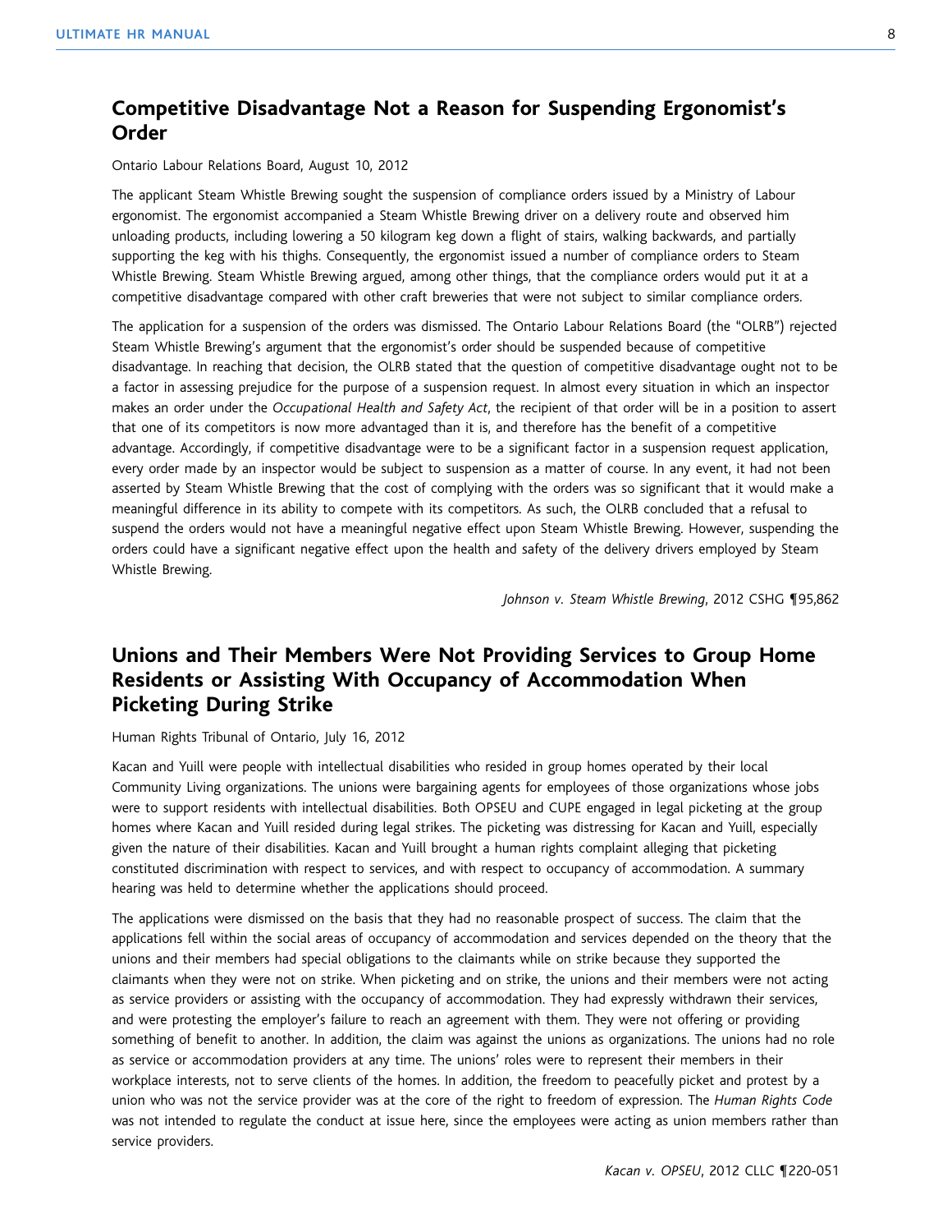## Competitive Disadvantage Not a Reason for Suspending Ergonomist's Order

Ontario Labour Relations Board, August 10, 2012

The applicant Steam Whistle Brewing sought the suspension of compliance orders issued by a Ministry of Labour ergonomist. The ergonomist accompanied a Steam Whistle Brewing driver on a delivery route and observed him unloading products, including lowering a 50 kilogram keg down a flight of stairs, walking backwards, and partially supporting the keg with his thighs. Consequently, the ergonomist issued a number of compliance orders to Steam Whistle Brewing. Steam Whistle Brewing argued, among other things, that the compliance orders would put it at a competitive disadvantage compared with other craft breweries that were not subject to similar compliance orders.

The application for a suspension of the orders was dismissed. The Ontario Labour Relations Board (the "OLRB") rejected Steam Whistle Brewing's argument that the ergonomist's order should be suspended because of competitive disadvantage. In reaching that decision, the OLRB stated that the question of competitive disadvantage ought not to be a factor in assessing prejudice for the purpose of a suspension request. In almost every situation in which an inspector makes an order under the *Occupational Health and Safety Act*, the recipient of that order will be in a position to assert that one of its competitors is now more advantaged than it is, and therefore has the benefit of a competitive advantage. Accordingly, if competitive disadvantage were to be a significant factor in a suspension request application, every order made by an inspector would be subject to suspension as a matter of course. In any event, it had not been asserted by Steam Whistle Brewing that the cost of complying with the orders was so significant that it would make a meaningful difference in its ability to compete with its competitors. As such, the OLRB concluded that a refusal to suspend the orders would not have a meaningful negative effect upon Steam Whistle Brewing. However, suspending the orders could have a significant negative effect upon the health and safety of the delivery drivers employed by Steam Whistle Brewing.

*Johnson v. Steam Whistle Brewing*, 2012 CSHG ¶95,862

## Unions and Their Members Were Not Providing Services to Group Home Residents or Assisting With Occupancy of Accommodation When Picketing During Strike

Human Rights Tribunal of Ontario, July 16, 2012

Kacan and Yuill were people with intellectual disabilities who resided in group homes operated by their local Community Living organizations. The unions were bargaining agents for employees of those organizations whose jobs were to support residents with intellectual disabilities. Both OPSEU and CUPE engaged in legal picketing at the group homes where Kacan and Yuill resided during legal strikes. The picketing was distressing for Kacan and Yuill, especially given the nature of their disabilities. Kacan and Yuill brought a human rights complaint alleging that picketing constituted discrimination with respect to services, and with respect to occupancy of accommodation. A summary hearing was held to determine whether the applications should proceed.

The applications were dismissed on the basis that they had no reasonable prospect of success. The claim that the applications fell within the social areas of occupancy of accommodation and services depended on the theory that the unions and their members had special obligations to the claimants while on strike because they supported the claimants when they were not on strike. When picketing and on strike, the unions and their members were not acting as service providers or assisting with the occupancy of accommodation. They had expressly withdrawn their services, and were protesting the employer's failure to reach an agreement with them. They were not offering or providing something of benefit to another. In addition, the claim was against the unions as organizations. The unions had no role as service or accommodation providers at any time. The unions' roles were to represent their members in their workplace interests, not to serve clients of the homes. In addition, the freedom to peacefully picket and protest by a union who was not the service provider was at the core of the right to freedom of expression. The *Human Rights Code* was not intended to regulate the conduct at issue here, since the employees were acting as union members rather than service providers.

*Kacan v. OPSEU*, 2012 CLLC ¶220-051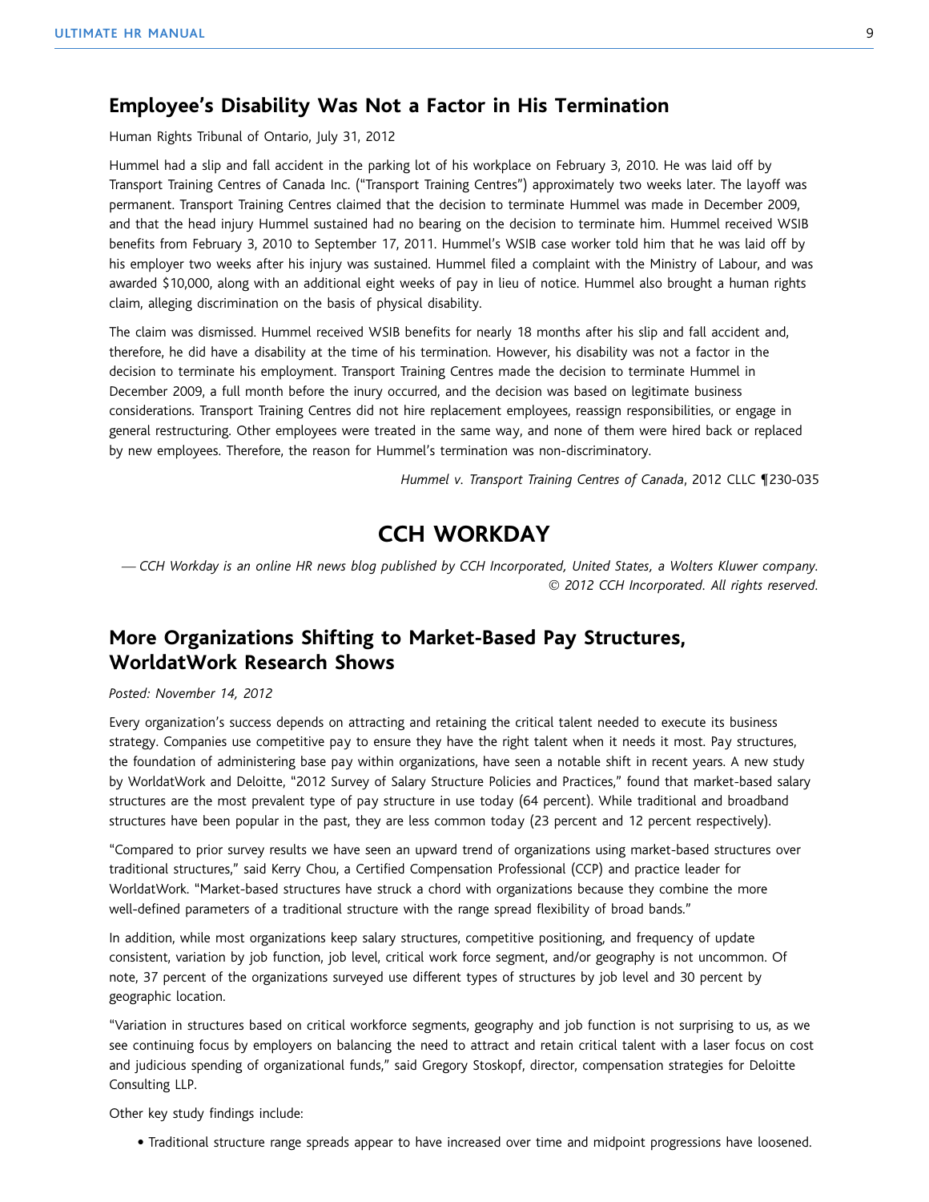## Employee's Disability Was Not a Factor in His Termination

Human Rights Tribunal of Ontario, July 31, 2012

Hummel had a slip and fall accident in the parking lot of his workplace on February 3, 2010. He was laid off by Transport Training Centres of Canada Inc. ("Transport Training Centres") approximately two weeks later. The layoff was permanent. Transport Training Centres claimed that the decision to terminate Hummel was made in December 2009, and that the head injury Hummel sustained had no bearing on the decision to terminate him. Hummel received WSIB benefits from February 3, 2010 to September 17, 2011. Hummel's WSIB case worker told him that he was laid off by his employer two weeks after his injury was sustained. Hummel filed a complaint with the Ministry of Labour, and was awarded $10,000, along with an additional eight weeks of pay in lieu of notice. Hummel also brought a human rights claim, alleging discrimination on the basis of physical disability.

The claim was dismissed. Hummel received WSIB benefits for nearly 18 months after his slip and fall accident and, therefore, he did have a disability at the time of his termination. However, his disability was not a factor in the decision to terminate his employment. Transport Training Centres made the decision to terminate Hummel in December 2009, a full month before the inury occurred, and the decision was based on legitimate business considerations. Transport Training Centres did not hire replacement employees, reassign responsibilities, or engage in general restructuring. Other employees were treated in the same way, and none of them were hired back or replaced by new employees. Therefore, the reason for Hummel's termination was non-discriminatory.

*Hummel v. Transport Training Centres of Canada*, 2012 CLLC ¶230-035

# CCH WORKDAY

*— CCH Workday is an online HR news blog published by CCH Incorporated, United States, a Wolters Kluwer company. © 2012 CCH Incorporated. All rights reserved.*

## More Organizations Shifting to Market-Based Pay Structures, WorldatWork Research Shows

*Posted: November 14, 2012*

Every organization's success depends on attracting and retaining the critical talent needed to execute its business strategy. Companies use competitive pay to ensure they have the right talent when it needs it most. Pay structures, the foundation of administering base pay within organizations, have seen a notable shift in recent years. A new study by WorldatWork and Deloitte, "2012 Survey of Salary Structure Policies and Practices," found that market-based salary structures are the most prevalent type of pay structure in use today (64 percent). While traditional and broadband structures have been popular in the past, they are less common today (23 percent and 12 percent respectively).

"Compared to prior survey results we have seen an upward trend of organizations using market-based structures over traditional structures," said Kerry Chou, a Certified Compensation Professional (CCP) and practice leader for WorldatWork. "Market-based structures have struck a chord with organizations because they combine the more well-defined parameters of a traditional structure with the range spread flexibility of broad bands."

In addition, while most organizations keep salary structures, competitive positioning, and frequency of update consistent, variation by job function, job level, critical work force segment, and/or geography is not uncommon. Of note, 37 percent of the organizations surveyed use different types of structures by job level and 30 percent by geographic location.

"Variation in structures based on critical workforce segments, geography and job function is not surprising to us, as we see continuing focus by employers on balancing the need to attract and retain critical talent with a laser focus on cost and judicious spending of organizational funds," said Gregory Stoskopf, director, compensation strategies for Deloitte Consulting LLP.

Other key study findings include:

- Traditional structure range spreads appear to have increased over time and midpoint progressions have loosened.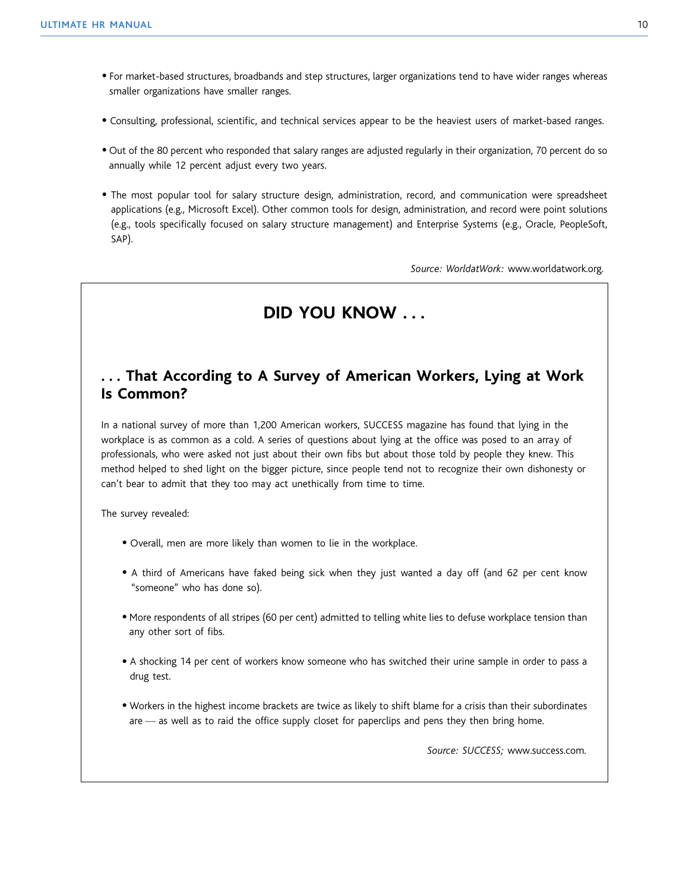- For market-based structures, broadbands and step structures, larger organizations tend to have wider ranges whereas smaller organizations have smaller ranges.

- Consulting, professional, scientific, and technical services appear to be the heaviest users of market-based ranges.

- Out of the 80 percent who responded that salary ranges are adjusted regularly in their organization, 70 percent do so annually while 12 percent adjust every two years.

- The most popular tool for salary structure design, administration, record, and communication were spreadsheet applications (e.g., Microsoft Excel). Other common tools for design, administration, and record were point solutions (e.g., tools specifically focused on salary structure management) and Enterprise Systems (e.g., Oracle, PeopleSoft, SAP).

*Source: WorldatWork:* www.worldatwork.org.

## DID YOU KNOW . . .

### . . . That According to A Survey of American Workers, Lying at Work Is Common?

In a national survey of more than 1,200 American workers, SUCCESS magazine has found that lying in the workplace is as common as a cold. A series of questions about lying at the office was posed to an array of professionals, who were asked not just about their own fibs but about those told by people they knew. This method helped to shed light on the bigger picture, since people tend not to recognize their own dishonesty or can't bear to admit that they too may act unethically from time to time.

The survey revealed:

- Overall, men are more likely than women to lie in the workplace.

- A third of Americans have faked being sick when they just wanted a day off (and 62 per cent know "someone" who has done so).

- More respondents of all stripes (60 per cent) admitted to telling white lies to defuse workplace tension than any other sort of fibs.

- A shocking 14 per cent of workers know someone who has switched their urine sample in order to pass a drug test.

- Workers in the highest income brackets are twice as likely to shift blame for a crisis than their subordinates are — as well as to raid the office supply closet for paperclips and pens they then bring home.

*Source: SUCCESS;* www.success.com.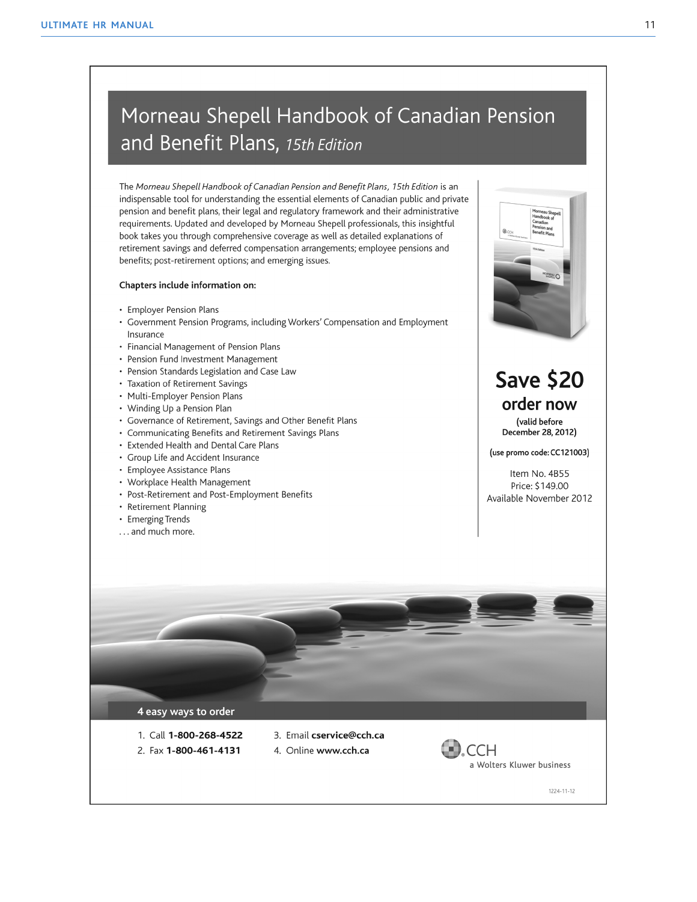# Morneau Shepell Handbook of Canadian Pension and Benefit Plans, *15th Edition*

The *Morneau Shepell Handbook of Canadian Pension and Benefit Plans, 15th Edition* is an indispensable tool for understanding the essential elements of Canadian public and private pension and benefit plans, their legal and regulatory framework and their administrative requirements. Updated and developed by Morneau Shepell professionals, this insightful book takes you through comprehensive coverage as well as detailed explanations of retirement savings and deferred compensation arrangements; employee pensions and benefits; post-retirement options; and emerging issues.

**Chapters include information on:**

- Employer Pension Plans
- Government Pension Programs, including Workers' Compensation and Employment Insurance
- Financial Management of Pension Plans
- Pension Fund Investment Management
- Pension Standards Legislation and Case Law
- Taxation of Retirement Savings
- Multi-Employer Pension Plans
- Winding Up a Pension Plan
- Governance of Retirement, Savings and Other Benefit Plans
- Communicating Benefits and Retirement Savings Plans
- Extended Health and Dental Care Plans
- Group Life and Accident Insurance
- Employee Assistance Plans
- Workplace Health Management
- Post-Retirement and Post-Employment Benefits
- Retirement Planning
- Emerging Trends

. . . and much more.

## Save $20
## order now

**(valid before December 28, 2012)**

**(use promo code: CC121003)**

Item No. 4B55
Price: $149.00
Available November 2012

**4 easy ways to order**

1. Call **1-800-268-4522**
2. Fax **1-800-461-4131**
3. Email **cservice@cch.ca**
4. Online **www.cch.ca**

CCH
a Wolters Kluwer business

1224-11-12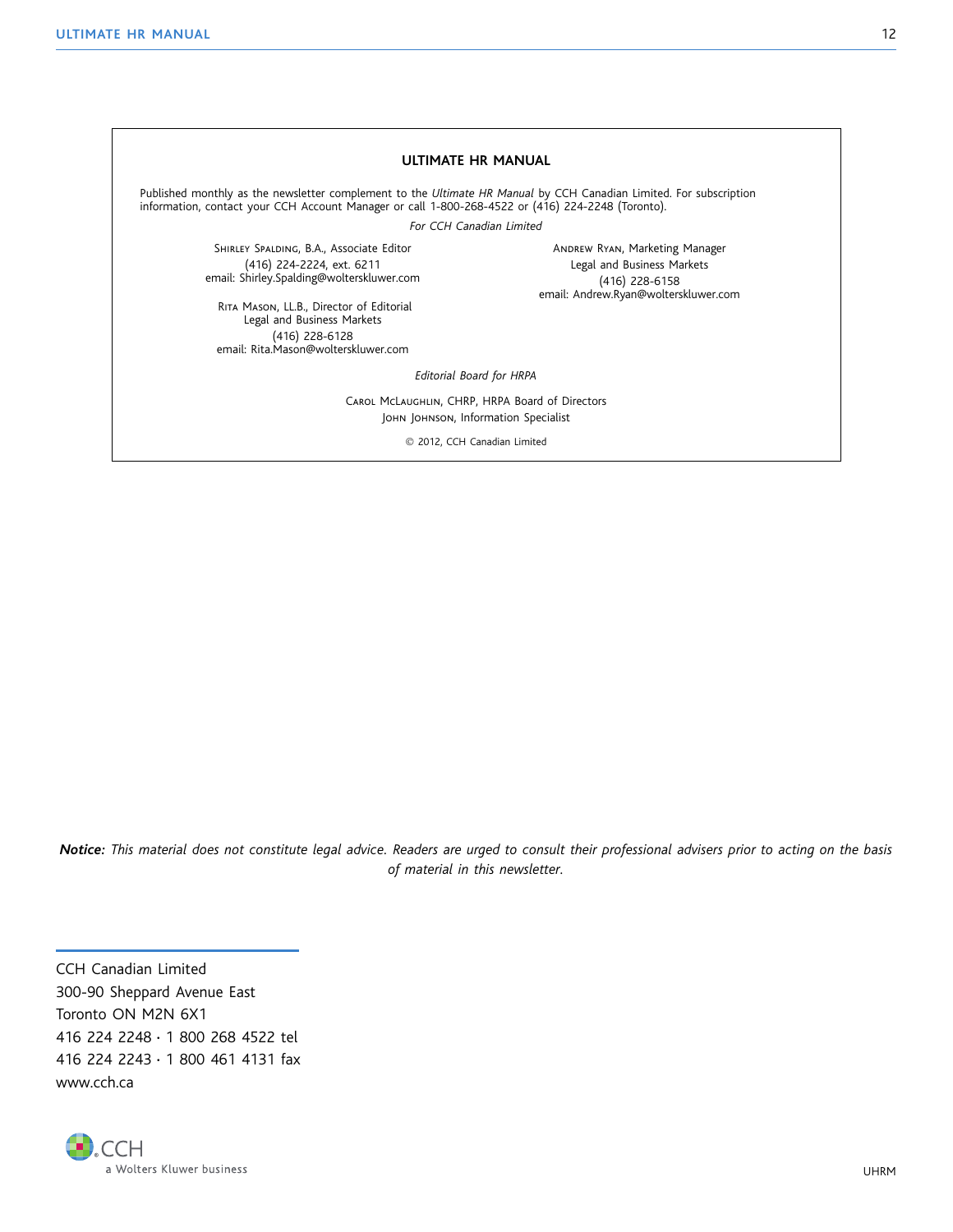## ULTIMATE HR MANUAL

Published monthly as the newsletter complement to the *Ultimate HR Manual* by CCH Canadian Limited. For subscription information, contact your CCH Account Manager or call 1-800-268-4522 or (416) 224-2248 (Toronto).

*For CCH Canadian Limited*

Shirley Spalding, B.A., Associate Editor
(416) 224-2224, ext. 6211
email: Shirley.Spalding@wolterskluwer.com

Rita Mason, LL.B., Director of Editorial
Legal and Business Markets
(416) 228-6128
email: Rita.Mason@wolterskluwer.com

Andrew Ryan, Marketing Manager
Legal and Business Markets
(416) 228-6158
email: Andrew.Ryan@wolterskluwer.com

*Editorial Board for HRPA*

Carol McLaughlin, CHRP, HRPA Board of Directors
John Johnson, Information Specialist

© 2012, CCH Canadian Limited

***Notice:*** *This material does not constitute legal advice. Readers are urged to consult their professional advisers prior to acting on the basis of material in this newsletter.*

CCH Canadian Limited
300-90 Sheppard Avenue East
Toronto ON M2N 6X1
416 224 2248 · 1 800 268 4522 tel
416 224 2243 · 1 800 461 4131 fax
www.cch.ca

CCH
a Wolters Kluwer business